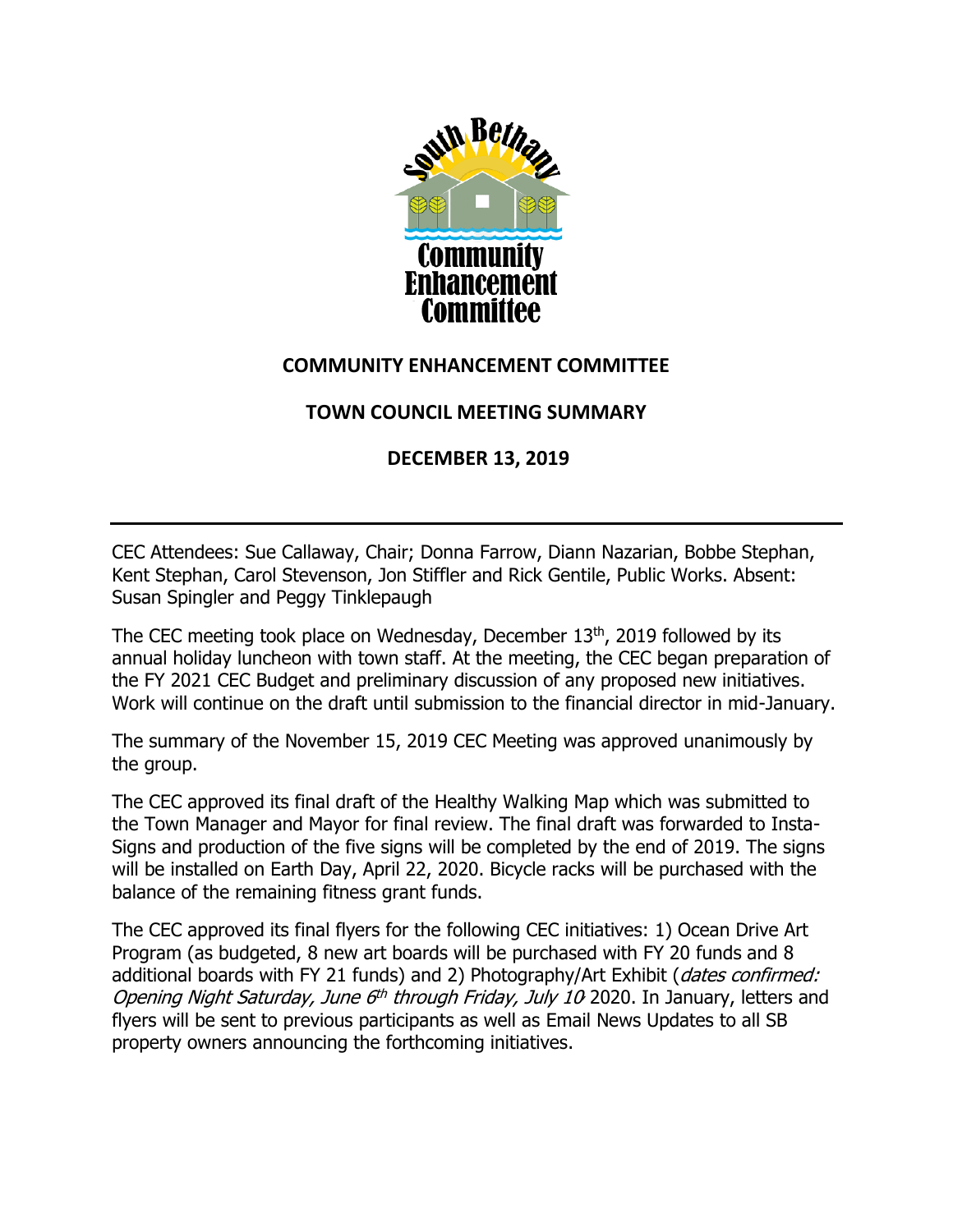# COMMUNITY ENHANCEMENT COMMITTEE

## TOWN COUNCIL MEETING SUMMARY

## DECEMBER 13, 2019

---

CEC Attendees: Sue Callaway, Chair; Donna Farrow, Diann Nazarian, Bobbe Stephan, Kent Stephan, Carol Stevenson, Jon Stiffler and Rick Gentile, Public Works. Absent: Susan Spingler and Peggy Tinklepaugh

The CEC meeting took place on Wednesday, December 13th, 2019 followed by its annual holiday luncheon with town staff. At the meeting, the CEC began preparation of the FY 2021 CEC Budget and preliminary discussion of any proposed new initiatives. Work will continue on the draft until submission to the financial director in mid-January.

The summary of the November 15, 2019 CEC Meeting was approved unanimously by the group.

The CEC approved its final draft of the Healthy Walking Map which was submitted to the Town Manager and Mayor for final review. The final draft was forwarded to Insta-Signs and production of the five signs will be completed by the end of 2019. The signs will be installed on Earth Day, April 22, 2020. Bicycle racks will be purchased with the balance of the remaining fitness grant funds.

The CEC approved its final flyers for the following CEC initiatives: 1) Ocean Drive Art Program (as budgeted, 8 new art boards will be purchased with FY 20 funds and 8 additional boards with FY 21 funds) and 2) Photography/Art Exhibit (*dates confirmed: Opening Night Saturday, June 6th through Friday, July 10* 2020. In January, letters and flyers will be sent to previous participants as well as Email News Updates to all SB property owners announcing the forthcoming initiatives.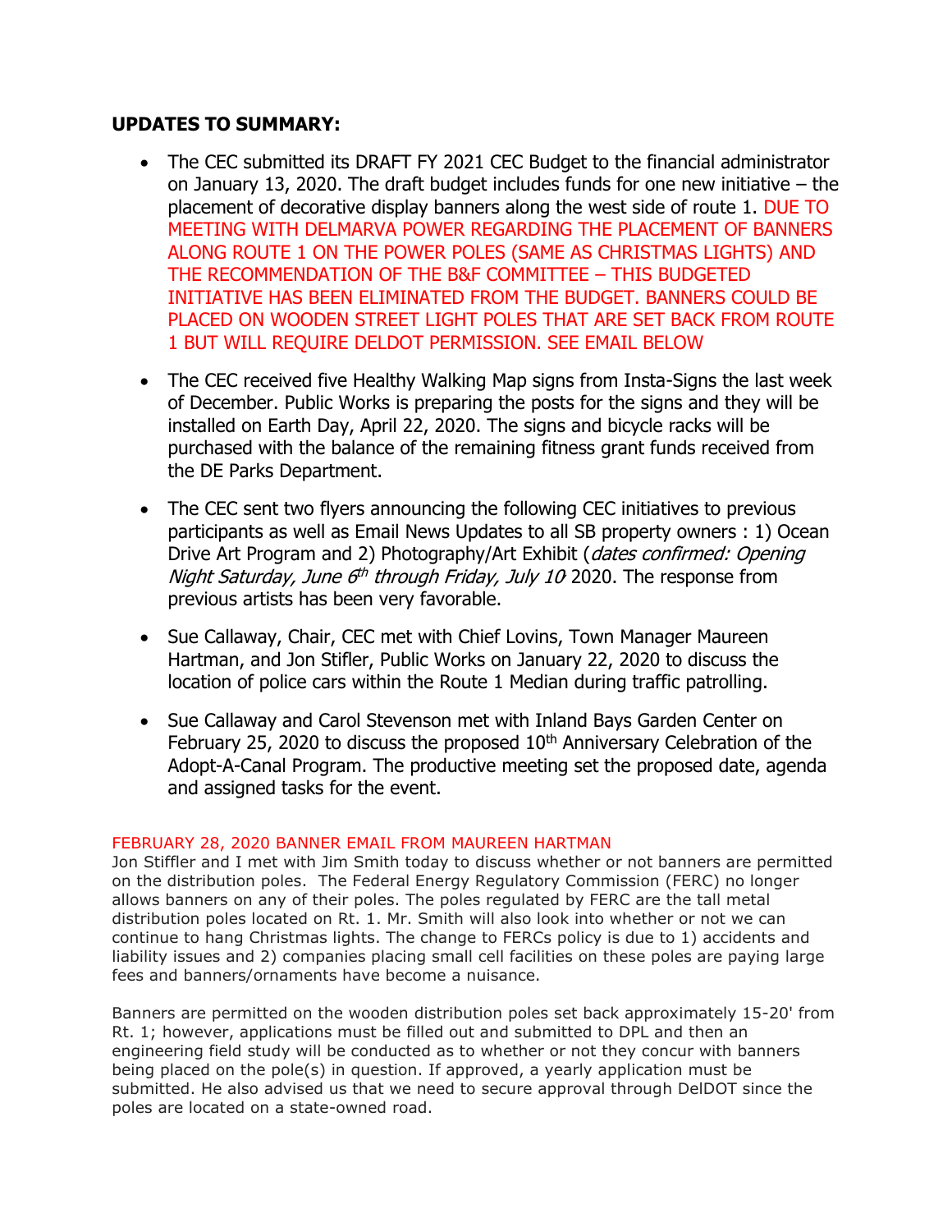## UPDATES TO SUMMARY:

- The CEC submitted its DRAFT FY 2021 CEC Budget to the financial administrator on January 13, 2020. The draft budget includes funds for one new initiative – the placement of decorative display banners along the west side of route 1. DUE TO MEETING WITH DELMARVA POWER REGARDING THE PLACEMENT OF BANNERS ALONG ROUTE 1 ON THE POWER POLES (SAME AS CHRISTMAS LIGHTS) AND THE RECOMMENDATION OF THE B&F COMMITTEE – THIS BUDGETED INITIATIVE HAS BEEN ELIMINATED FROM THE BUDGET. BANNERS COULD BE PLACED ON WOODEN STREET LIGHT POLES THAT ARE SET BACK FROM ROUTE 1 BUT WILL REQUIRE DELDOT PERMISSION. SEE EMAIL BELOW

- The CEC received five Healthy Walking Map signs from Insta-Signs the last week of December. Public Works is preparing the posts for the signs and they will be installed on Earth Day, April 22, 2020. The signs and bicycle racks will be purchased with the balance of the remaining fitness grant funds received from the DE Parks Department.

- The CEC sent two flyers announcing the following CEC initiatives to previous participants as well as Email News Updates to all SB property owners : 1) Ocean Drive Art Program and 2) Photography/Art Exhibit (*dates confirmed: Opening Night Saturday, June 6th through Friday, July 10* 2020. The response from previous artists has been very favorable.

- Sue Callaway, Chair, CEC met with Chief Lovins, Town Manager Maureen Hartman, and Jon Stifler, Public Works on January 22, 2020 to discuss the location of police cars within the Route 1 Median during traffic patrolling.

- Sue Callaway and Carol Stevenson met with Inland Bays Garden Center on February 25, 2020 to discuss the proposed 10th Anniversary Celebration of the Adopt-A-Canal Program. The productive meeting set the proposed date, agenda and assigned tasks for the event.

FEBRUARY 28, 2020 BANNER EMAIL FROM MAUREEN HARTMAN

Jon Stiffler and I met with Jim Smith today to discuss whether or not banners are permitted on the distribution poles. The Federal Energy Regulatory Commission (FERC) no longer allows banners on any of their poles. The poles regulated by FERC are the tall metal distribution poles located on Rt. 1. Mr. Smith will also look into whether or not we can continue to hang Christmas lights. The change to FERCs policy is due to 1) accidents and liability issues and 2) companies placing small cell facilities on these poles are paying large fees and banners/ornaments have become a nuisance.

Banners are permitted on the wooden distribution poles set back approximately 15-20' from Rt. 1; however, applications must be filled out and submitted to DPL and then an engineering field study will be conducted as to whether or not they concur with banners being placed on the pole(s) in question. If approved, a yearly application must be submitted. He also advised us that we need to secure approval through DelDOT since the poles are located on a state-owned road.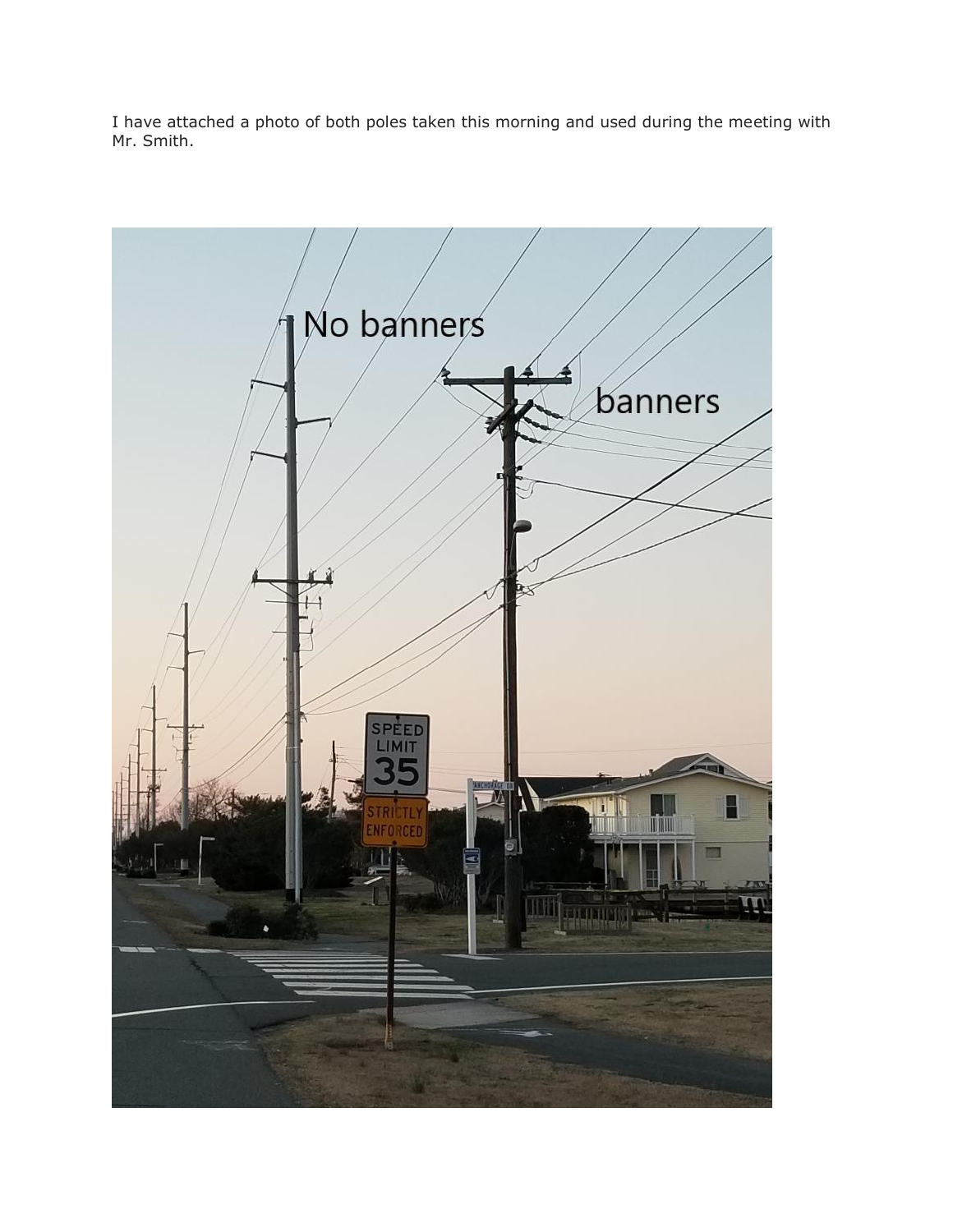I have attached a photo of both poles taken this morning and used during the meeting with Mr. Smith.